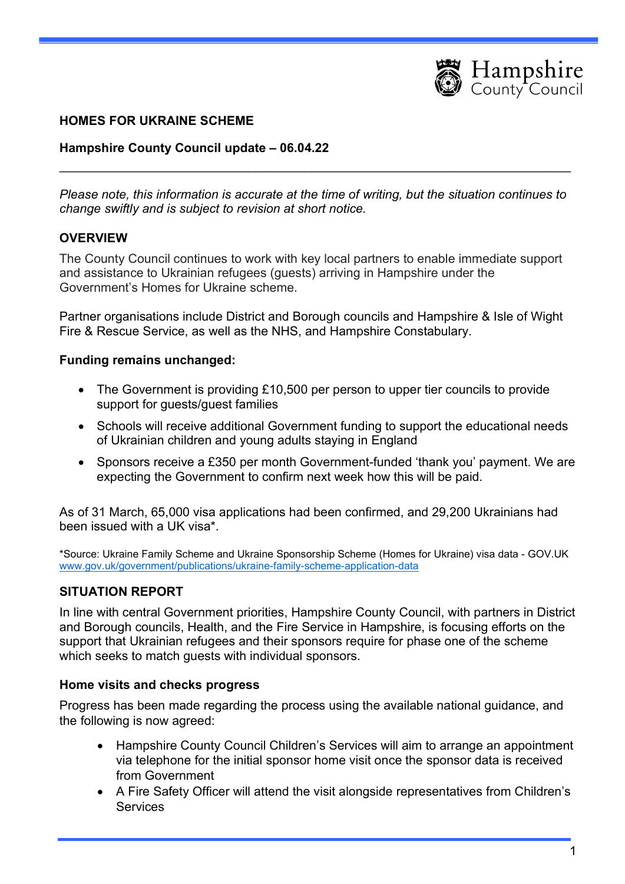**HOMES FOR UKRAINE SCHEME**

**Hampshire County Council update – 06.04.22**

---

*Please note, this information is accurate at the time of writing, but the situation continues to change swiftly and is subject to revision at short notice.*

## OVERVIEW

The County Council continues to work with key local partners to enable immediate support and assistance to Ukrainian refugees (guests) arriving in Hampshire under the Government's Homes for Ukraine scheme.

Partner organisations include District and Borough councils and Hampshire & Isle of Wight Fire & Rescue Service, as well as the NHS, and Hampshire Constabulary.

**Funding remains unchanged:**

- The Government is providing £10,500 per person to upper tier councils to provide support for guests/guest families
- Schools will receive additional Government funding to support the educational needs of Ukrainian children and young adults staying in England
- Sponsors receive a £350 per month Government-funded 'thank you' payment. We are expecting the Government to confirm next week how this will be paid.

As of 31 March, 65,000 visa applications had been confirmed, and 29,200 Ukrainians had been issued with a UK visa*.

*Source: Ukraine Family Scheme and Ukraine Sponsorship Scheme (Homes for Ukraine) visa data - GOV.UK www.gov.uk/government/publications/ukraine-family-scheme-application-data

## SITUATION REPORT

In line with central Government priorities, Hampshire County Council, with partners in District and Borough councils, Health, and the Fire Service in Hampshire, is focusing efforts on the support that Ukrainian refugees and their sponsors require for phase one of the scheme which seeks to match guests with individual sponsors.

### Home visits and checks progress

Progress has been made regarding the process using the available national guidance, and the following is now agreed:

- Hampshire County Council Children's Services will aim to arrange an appointment via telephone for the initial sponsor home visit once the sponsor data is received from Government
- A Fire Safety Officer will attend the visit alongside representatives from Children's Services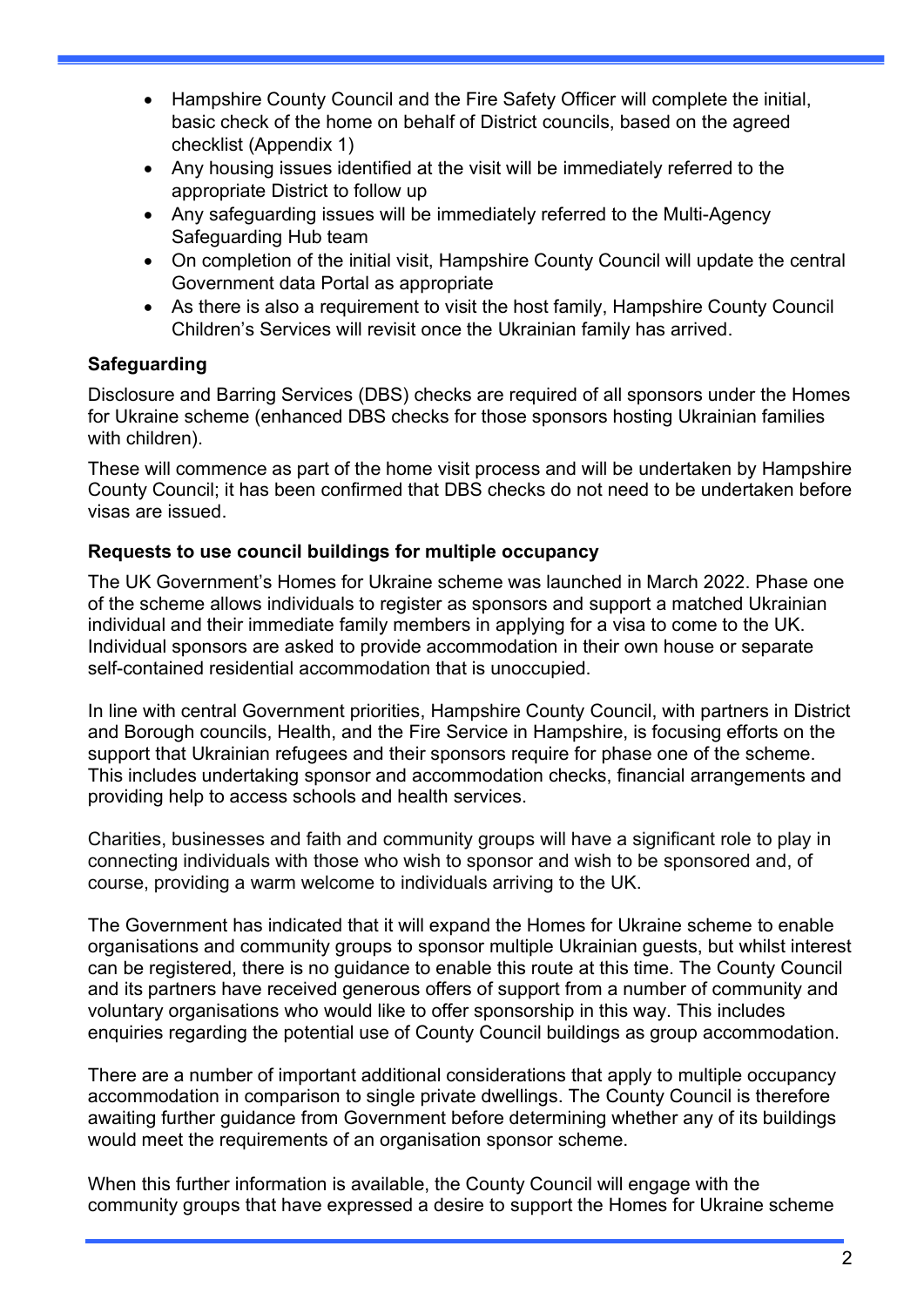- Hampshire County Council and the Fire Safety Officer will complete the initial, basic check of the home on behalf of District councils, based on the agreed checklist (Appendix 1)
- Any housing issues identified at the visit will be immediately referred to the appropriate District to follow up
- Any safeguarding issues will be immediately referred to the Multi-Agency Safeguarding Hub team
- On completion of the initial visit, Hampshire County Council will update the central Government data Portal as appropriate
- As there is also a requirement to visit the host family, Hampshire County Council Children's Services will revisit once the Ukrainian family has arrived.

**Safeguarding**

Disclosure and Barring Services (DBS) checks are required of all sponsors under the Homes for Ukraine scheme (enhanced DBS checks for those sponsors hosting Ukrainian families with children).

These will commence as part of the home visit process and will be undertaken by Hampshire County Council; it has been confirmed that DBS checks do not need to be undertaken before visas are issued.

**Requests to use council buildings for multiple occupancy**

The UK Government's Homes for Ukraine scheme was launched in March 2022. Phase one of the scheme allows individuals to register as sponsors and support a matched Ukrainian individual and their immediate family members in applying for a visa to come to the UK. Individual sponsors are asked to provide accommodation in their own house or separate self-contained residential accommodation that is unoccupied.

In line with central Government priorities, Hampshire County Council, with partners in District and Borough councils, Health, and the Fire Service in Hampshire, is focusing efforts on the support that Ukrainian refugees and their sponsors require for phase one of the scheme. This includes undertaking sponsor and accommodation checks, financial arrangements and providing help to access schools and health services.

Charities, businesses and faith and community groups will have a significant role to play in connecting individuals with those who wish to sponsor and wish to be sponsored and, of course, providing a warm welcome to individuals arriving to the UK.

The Government has indicated that it will expand the Homes for Ukraine scheme to enable organisations and community groups to sponsor multiple Ukrainian guests, but whilst interest can be registered, there is no guidance to enable this route at this time. The County Council and its partners have received generous offers of support from a number of community and voluntary organisations who would like to offer sponsorship in this way. This includes enquiries regarding the potential use of County Council buildings as group accommodation.

There are a number of important additional considerations that apply to multiple occupancy accommodation in comparison to single private dwellings. The County Council is therefore awaiting further guidance from Government before determining whether any of its buildings would meet the requirements of an organisation sponsor scheme.

When this further information is available, the County Council will engage with the community groups that have expressed a desire to support the Homes for Ukraine scheme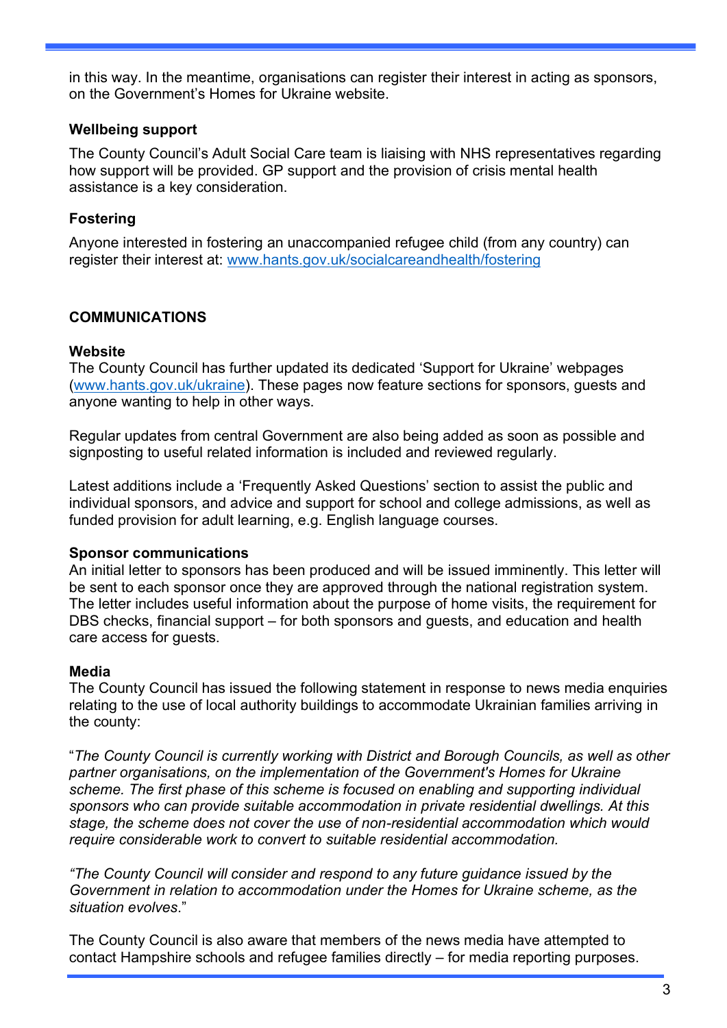in this way. In the meantime, organisations can register their interest in acting as sponsors, on the Government's Homes for Ukraine website.

### Wellbeing support

The County Council's Adult Social Care team is liaising with NHS representatives regarding how support will be provided. GP support and the provision of crisis mental health assistance is a key consideration.

### Fostering

Anyone interested in fostering an unaccompanied refugee child (from any country) can register their interest at: [www.hants.gov.uk/socialcareandhealth/fostering](http://www.hants.gov.uk/socialcareandhealth/fostering)

## COMMUNICATIONS

### Website

The County Council has further updated its dedicated 'Support for Ukraine' webpages ([www.hants.gov.uk/ukraine](http://www.hants.gov.uk/ukraine)). These pages now feature sections for sponsors, guests and anyone wanting to help in other ways.

Regular updates from central Government are also being added as soon as possible and signposting to useful related information is included and reviewed regularly.

Latest additions include a 'Frequently Asked Questions' section to assist the public and individual sponsors, and advice and support for school and college admissions, as well as funded provision for adult learning, e.g. English language courses.

### Sponsor communications

An initial letter to sponsors has been produced and will be issued imminently. This letter will be sent to each sponsor once they are approved through the national registration system. The letter includes useful information about the purpose of home visits, the requirement for DBS checks, financial support – for both sponsors and guests, and education and health care access for guests.

### Media

The County Council has issued the following statement in response to news media enquiries relating to the use of local authority buildings to accommodate Ukrainian families arriving in the county:

"*The County Council is currently working with District and Borough Councils, as well as other partner organisations, on the implementation of the Government's Homes for Ukraine scheme. The first phase of this scheme is focused on enabling and supporting individual sponsors who can provide suitable accommodation in private residential dwellings. At this stage, the scheme does not cover the use of non-residential accommodation which would require considerable work to convert to suitable residential accommodation.*

*"The County Council will consider and respond to any future guidance issued by the Government in relation to accommodation under the Homes for Ukraine scheme, as the situation evolves*."

The County Council is also aware that members of the news media have attempted to contact Hampshire schools and refugee families directly – for media reporting purposes.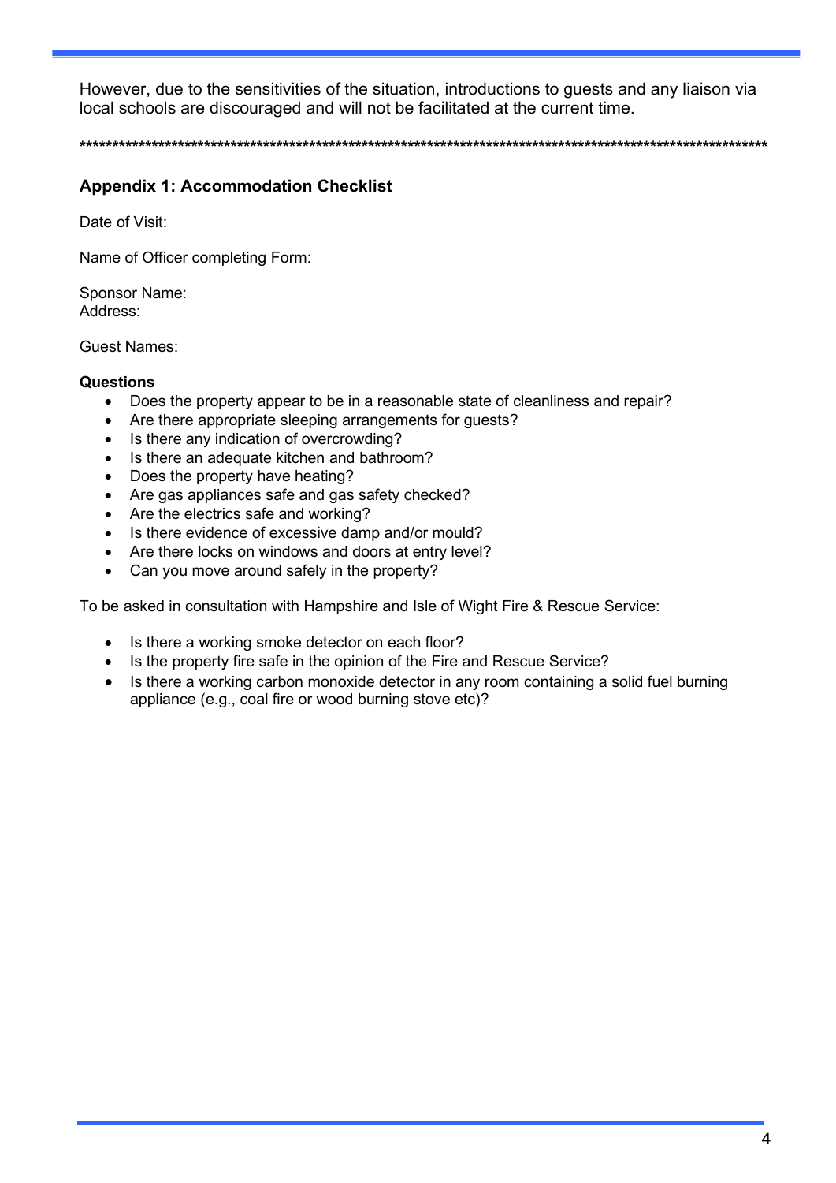However, due to the sensitivities of the situation, introductions to guests and any liaison via local schools are discouraged and will not be facilitated at the current time.

*****************************************************************************************************

## Appendix 1: Accommodation Checklist

Date of Visit:

Name of Officer completing Form:

Sponsor Name:
Address:

Guest Names:

**Questions**

- Does the property appear to be in a reasonable state of cleanliness and repair?
- Are there appropriate sleeping arrangements for guests?
- Is there any indication of overcrowding?
- Is there an adequate kitchen and bathroom?
- Does the property have heating?
- Are gas appliances safe and gas safety checked?
- Are the electrics safe and working?
- Is there evidence of excessive damp and/or mould?
- Are there locks on windows and doors at entry level?
- Can you move around safely in the property?

To be asked in consultation with Hampshire and Isle of Wight Fire & Rescue Service:

- Is there a working smoke detector on each floor?
- Is the property fire safe in the opinion of the Fire and Rescue Service?
- Is there a working carbon monoxide detector in any room containing a solid fuel burning appliance (e.g., coal fire or wood burning stove etc)?